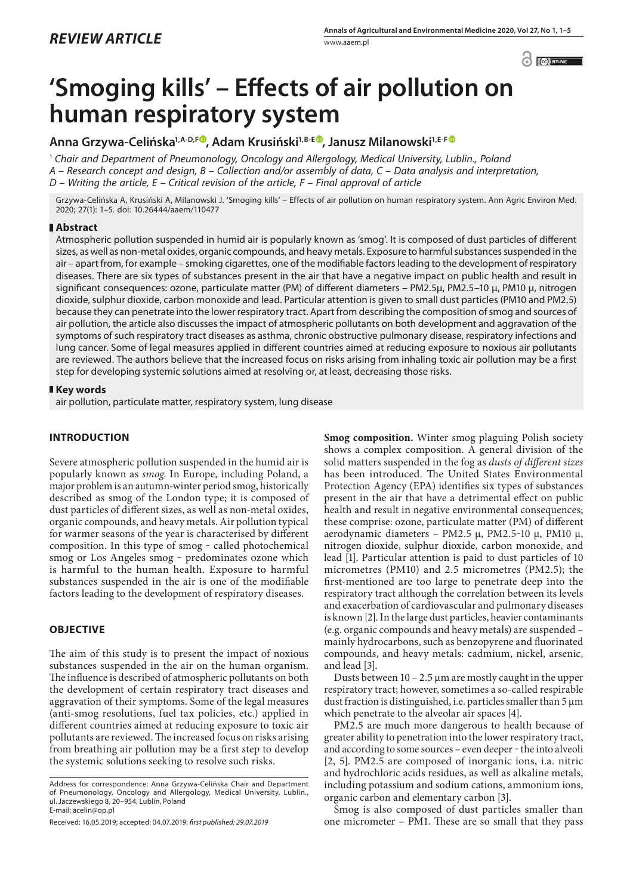*REVIEW ARTICLE*

# 'Smoging kills' – Effects of air pollution on human respiratory system

**Anna Grzywa-Celińska[1,A-D,F], Adam Krusiński[1,B-E], Janusz Milanowski[1,E-F]**

[1] *Chair and Department of Pneumonology, Oncology and Allergology, Medical University, Lublin., Poland*
*A – Research concept and design, B – Collection and/or assembly of data, C – Data analysis and interpretation, D – Writing the article, E – Critical revision of the article, F – Final approval of article*

Grzywa-Celińska A, Krusiński A, Milanowski J. 'Smoging kills' – Effects of air pollution on human respiratory system. Ann Agric Environ Med. 2020; 27(1): 1–5. doi: 10.26444/aaem/110477

## Abstract

Atmospheric pollution suspended in humid air is popularly known as 'smog'. It is composed of dust particles of different sizes, as well as non-metal oxides, organic compounds, and heavy metals. Exposure to harmful substances suspended in the air – apart from, for example – smoking cigarettes, one of the modifiable factors leading to the development of respiratory diseases. There are six types of substances present in the air that have a negative impact on public health and result in significant consequences: ozone, particulate matter (PM) of different diameters – PM2.5μ, PM2.5–10 μ, PM10 μ, nitrogen dioxide, sulphur dioxide, carbon monoxide and lead. Particular attention is given to small dust particles (PM10 and PM2.5) because they can penetrate into the lower respiratory tract. Apart from describing the composition of smog and sources of air pollution, the article also discusses the impact of atmospheric pollutants on both development and aggravation of the symptoms of such respiratory tract diseases as asthma, chronic obstructive pulmonary disease, respiratory infections and lung cancer. Some of legal measures applied in different countries aimed at reducing exposure to noxious air pollutants are reviewed. The authors believe that the increased focus on risks arising from inhaling toxic air pollution may be a first step for developing systemic solutions aimed at resolving or, at least, decreasing those risks.

## Key words

air pollution, particulate matter, respiratory system, lung disease

## INTRODUCTION

Severe atmospheric pollution suspended in the humid air is popularly known as *smog.* In Europe, including Poland, a major problem is an autumn-winter period smog, historically described as smog of the London type; it is composed of dust particles of different sizes, as well as non-metal oxides, organic compounds, and heavy metals. Air pollution typical for warmer seasons of the year is characterised by different composition. In this type of smog – called photochemical smog or Los Angeles smog – predominates ozone which is harmful to the human health. Exposure to harmful substances suspended in the air is one of the modifiable factors leading to the development of respiratory diseases.

## OBJECTIVE

The aim of this study is to present the impact of noxious substances suspended in the air on the human organism. The influence is described of atmospheric pollutants on both the development of certain respiratory tract diseases and aggravation of their symptoms. Some of the legal measures (anti-smog resolutions, fuel tax policies, etc.) applied in different countries aimed at reducing exposure to toxic air pollutants are reviewed. The increased focus on risks arising from breathing air pollution may be a first step to develop the systemic solutions seeking to resolve such risks.

Address for correspondence: Anna Grzywa-Celińska Chair and Department of Pneumonology, Oncology and Allergology, Medical University, Lublin., ul. Jaczewskiego 8, 20–954, Lublin, Poland
E-mail: acelin@op.pl

Received: 16.05.2019; accepted: 04.07.2019; *first published: 29.07.2019*

**Smog composition.** Winter smog plaguing Polish society shows a complex composition. A general division of the solid matters suspended in the fog as *dusts of different sizes* has been introduced. The United States Environmental Protection Agency (EPA) identifies six types of substances present in the air that have a detrimental effect on public health and result in negative environmental consequences; these comprise: ozone, particulate matter (PM) of different aerodynamic diameters – PM2.5 μ, PM2.5–10 μ, PM10 μ, nitrogen dioxide, sulphur dioxide, carbon monoxide, and lead [1]. Particular attention is paid to dust particles of 10 micrometres (PM10) and 2.5 micrometres (PM2.5); the first-mentioned are too large to penetrate deep into the respiratory tract although the correlation between its levels and exacerbation of cardiovascular and pulmonary diseases is known [2]. In the large dust particles, heavier contaminants (e.g. organic compounds and heavy metals) are suspended – mainly hydrocarbons, such as benzopyrene and fluorinated compounds, and heavy metals: cadmium, nickel, arsenic, and lead [3].

Dusts between 10 – 2.5 µm are mostly caught in the upper respiratory tract; however, sometimes a so-called respirable dust fraction is distinguished, i.e. particles smaller than 5 µm which penetrate to the alveolar air spaces [4].

PM2.5 are much more dangerous to health because of greater ability to penetration into the lower respiratory tract, and according to some sources – even deeper – the into alveoli [2, 5]. PM2.5 are composed of inorganic ions, i.a. nitric and hydrochloric acids residues, as well as alkaline metals, including potassium and sodium cations, ammonium ions, organic carbon and elementary carbon [3].

Smog is also composed of dust particles smaller than one micrometer – PM1. These are so small that they pass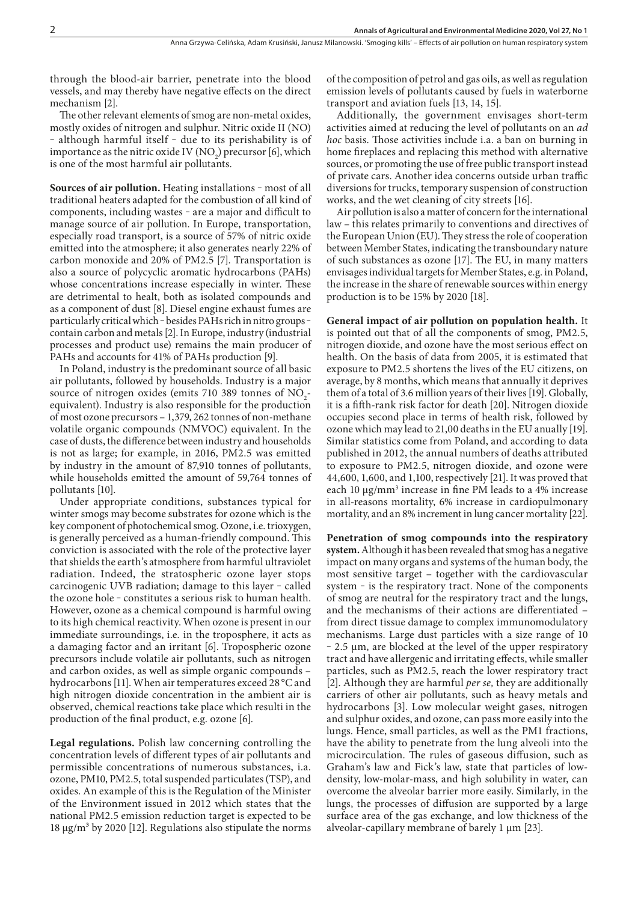through the blood-air barrier, penetrate into the blood vessels, and may thereby have negative effects on the direct mechanism [2].

The other relevant elements of smog are non-metal oxides, mostly oxides of nitrogen and sulphur. Nitric oxide II (NO) – although harmful itself – due to its perishability is of importance as the nitric oxide IV ($NO_2$) precursor [6], which is one of the most harmful air pollutants.

**Sources of air pollution.** Heating installations – most of all traditional heaters adapted for the combustion of all kind of components, including wastes – are a major and difficult to manage source of air pollution. In Europe, transportation, especially road transport, is a source of 57% of nitric oxide emitted into the atmosphere; it also generates nearly 22% of carbon monoxide and 20% of PM2.5 [7]. Transportation is also a source of polycyclic aromatic hydrocarbons (PAHs) whose concentrations increase especially in winter. These are detrimental to healt, both as isolated compounds and as a component of dust [8]. Diesel engine exhaust fumes are particularly critical which – besides PAHs rich in nitro groups – contain carbon and metals [2]. In Europe, industry (industrial processes and product use) remains the main producer of PAHs and accounts for 41% of PAHs production [9].

In Poland, industry is the predominant source of all basic air pollutants, followed by households. Industry is a major source of nitrogen oxides (emits 710 389 tonnes of $NO_2$-equivalent). Industry is also responsible for the production of most ozone precursors – 1,379, 262 tonnes of non-methane volatile organic compounds (NMVOC) equivalent. In the case of dusts, the difference between industry and households is not as large; for example, in 2016, PM2.5 was emitted by industry in the amount of 87,910 tonnes of pollutants, while households emitted the amount of 59,764 tonnes of pollutants [10].

Under appropriate conditions, substances typical for winter smogs may become substrates for ozone which is the key component of photochemical smog. Ozone, i.e. trioxygen, is generally perceived as a human-friendly compound. This conviction is associated with the role of the protective layer that shields the earth's atmosphere from harmful ultraviolet radiation. Indeed, the stratospheric ozone layer stops carcinogenic UVB radiation; damage to this layer – called the ozone hole – constitutes a serious risk to human health. However, ozone as a chemical compound is harmful owing to its high chemical reactivity. When ozone is present in our immediate surroundings, i.e. in the troposphere, it acts as a damaging factor and an irritant [6]. Tropospheric ozone precursors include volatile air pollutants, such as nitrogen and carbon oxides, as well as simple organic compounds – hydrocarbons [11]. When air temperatures exceed 28 °C and high nitrogen dioxide concentration in the ambient air is observed, chemical reactions take place which resulti in the production of the final product, e.g. ozone [6].

**Legal regulations.** Polish law concerning controlling the concentration levels of different types of air pollutants and permissible concentrations of numerous substances, i.a. ozone, PM10, PM2.5, total suspended particulates (TSP), and oxides. An example of this is the Regulation of the Minister of the Environment issued in 2012 which states that the national PM2.5 emission reduction target is expected to be 18 μg/m³ by 2020 [12]. Regulations also stipulate the norms of the composition of petrol and gas oils, as well as regulation emission levels of pollutants caused by fuels in waterborne transport and aviation fuels [13, 14, 15].

Additionally, the government envisages short-term activities aimed at reducing the level of pollutants on an *ad hoc* basis. Those activities include i.a. a ban on burning in home fireplaces and replacing this method with alternative sources, or promoting the use of free public transport instead of private cars. Another idea concerns outside urban traffic diversions for trucks, temporary suspension of construction works, and the wet cleaning of city streets [16].

Air pollution is also a matter of concern for the international law – this relates primarily to conventions and directives of the European Union (EU). They stress the role of cooperation between Member States, indicating the transboundary nature of such substances as ozone [17]. The EU, in many matters envisages individual targets for Member States, e.g. in Poland, the increase in the share of renewable sources within energy production is to be 15% by 2020 [18].

**General impact of air pollution on population health.** It is pointed out that of all the components of smog, PM2.5, nitrogen dioxide, and ozone have the most serious effect on health. On the basis of data from 2005, it is estimated that exposure to PM2.5 shortens the lives of the EU citizens, on average, by 8 months, which means that annually it deprives them of a total of 3.6 million years of their lives [19]. Globally, it is a fifth-rank risk factor for death [20]. Nitrogen dioxide occupies second place in terms of health risk, followed by ozone which may lead to 21,00 deaths in the EU anually [19]. Similar statistics come from Poland, and according to data published in 2012, the annual numbers of deaths attributed to exposure to PM2.5, nitrogen dioxide, and ozone were 44,600, 1,600, and 1,100, respectively [21]. It was proved that each 10 μg/mm³ increase in fine PM leads to a 4% increase in all-reasons mortality, 6% increase in cardiopulmonary mortality, and an 8% increment in lung cancer mortality [22].

**Penetration of smog compounds into the respiratory system.** Although it has been revealed that smog has a negative impact on many organs and systems of the human body, the most sensitive target – together with the cardiovascular system – is the respiratory tract. None of the components of smog are neutral for the respiratory tract and the lungs, and the mechanisms of their actions are differentiated – from direct tissue damage to complex immunomodulatory mechanisms. Large dust particles with a size range of 10 – 2.5 μm, are blocked at the level of the upper respiratory tract and have allergenic and irritating effects, while smaller particles, such as PM2.5, reach the lower respiratory tract [2]. Although they are harmful *per se,* they are additionally carriers of other air pollutants, such as heavy metals and hydrocarbons [3]. Low molecular weight gases, nitrogen and sulphur oxides, and ozone, can pass more easily into the lungs. Hence, small particles, as well as the PM1 fractions, have the ability to penetrate from the lung alveoli into the microcirculation. The rules of gaseous diffusion, such as Graham's law and Fick's law, state that particles of low-density, low-molar-mass, and high solubility in water, can overcome the alveolar barrier more easily. Similarly, in the lungs, the processes of diffusion are supported by a large surface area of the gas exchange, and low thickness of the alveolar-capillary membrane of barely 1 μm [23].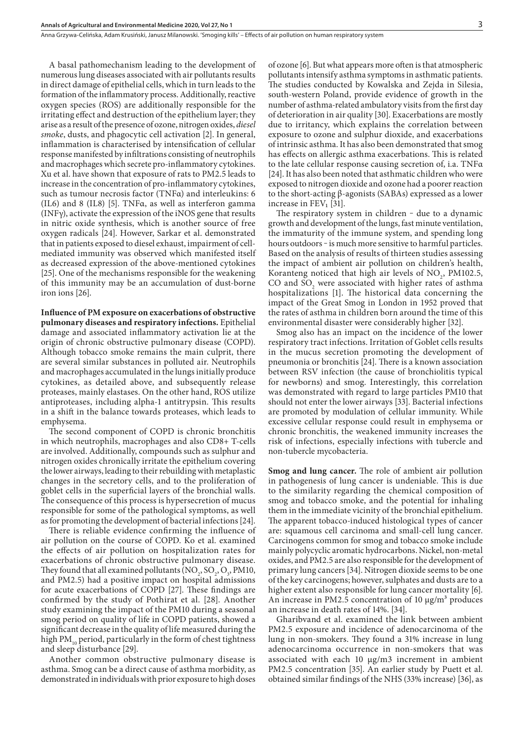A basal pathomechanism leading to the development of numerous lung diseases associated with air pollutants results in direct damage of epithelial cells, which in turn leads to the formation of the inflammatory process. Additionally, reactive oxygen species (ROS) are additionally responsible for the irritating effect and destruction of the epithelium layer; they arise as a result of the presence of ozone, nitrogen oxides, *diesel smoke*, dusts, and phagocytic cell activation [2]. In general, inflammation is characterised by intensification of cellular response manifested by infiltrations consisting of neutrophils and macrophages which secrete pro-inflammatory cytokines. Xu et al. have shown that exposure of rats to PM2.5 leads to increase in the concentration of pro-inflammatory cytokines, such as tumour necrosis factor (TNFα) and interleukins: 6 (IL6) and 8 (IL8) [5]. TNFα, as well as interferon gamma (INFγ), activate the expression of the iNOS gene that results in nitric oxide synthesis, which is another source of free oxygen radicals [24]. However, Sarkar et al. demonstrated that in patients exposed to diesel exhaust, impairment of cell-mediated immunity was observed which manifested itself as decreased expression of the above-mentioned cytokines [25]. One of the mechanisms responsible for the weakening of this immunity may be an accumulation of dust-borne iron ions [26].

**Influence of PM exposure on exacerbations of obstructive pulmonary diseases and respiratory infections.** Epithelial damage and associated inflammatory activation lie at the origin of chronic obstructive pulmonary disease (COPD). Although tobacco smoke remains the main culprit, there are several similar substances in polluted air. Neutrophils and macrophages accumulated in the lungs initially produce cytokines, as detailed above, and subsequently release proteases, mainly elastases. On the other hand, ROS utilize antiproteases, including alpha-1 antitrypsin. This results in a shift in the balance towards proteases, which leads to emphysema.

The second component of COPD is chronic bronchitis in which neutrophils, macrophages and also CD8+ T-cells are involved. Additionally, compounds such as sulphur and nitrogen oxides chronically irritate the epithelium covering the lower airways, leading to their rebuilding with metaplastic changes in the secretory cells, and to the proliferation of goblet cells in the superficial layers of the bronchial walls. The consequence of this process is hypersecretion of mucus responsible for some of the pathological symptoms, as well as for promoting the development of bacterial infections [24].

There is reliable evidence confirming the influence of air pollution on the course of COPD. Ko et al. examined the effects of air pollution on hospitalization rates for exacerbations of chronic obstructive pulmonary disease. They found that all examined pollutants ($NO_2$, $SO_2$, $O_3$, PM10, and PM2.5) had a positive impact on hospital admissions for acute exacerbations of COPD [27]. These findings are confirmed by the study of Pothirat et al. [28]. Another study examining the impact of the PM10 during a seasonal smog period on quality of life in COPD patients, showed a significant decrease in the quality of life measured during the high $PM_{10}$ period, particularly in the form of chest tightness and sleep disturbance [29].

Another common obstructive pulmonary disease is asthma. Smog can be a direct cause of asthma morbidity, as demonstrated in individuals with prior exposure to high doses of ozone [6]. But what appears more often is that atmospheric pollutants intensify asthma symptoms in asthmatic patients. The studies conducted by Kowalska and Zejda in Silesia, south-western Poland, provide evidence of growth in the number of asthma-related ambulatory visits from the first day of deterioration in air quality [30]. Exacerbations are mostly due to irritancy, which explains the correlation between exposure to ozone and sulphur dioxide, and exacerbations of intrinsic asthma. It has also been demonstrated that smog has effects on allergic asthma exacerbations. This is related to the late cellular response causing secretion of, i.a. TNFα [24]. It has also been noted that asthmatic children who were exposed to nitrogen dioxide and ozone had a poorer reaction to the short-acting β-agonists (SABAs) expressed as a lower increase in $FEV_1$ [31].

The respiratory system in children – due to a dynamic growth and development of the lungs, fast minute ventilation, the immaturity of the immune system, and spending long hours outdoors – is much more sensitive to harmful particles. Based on the analysis of results of thirteen studies assessing the impact of ambient air pollution on children's health, Koranteng noticed that high air levels of $NO_2$, PM102.5, CO and $SO_2$ were associated with higher rates of asthma hospitalizations [1]. The historical data concerning the impact of the Great Smog in London in 1952 proved that the rates of asthma in children born around the time of this environmental disaster were considerably higher [32].

Smog also has an impact on the incidence of the lower respiratory tract infections. Irritation of Goblet cells results in the mucus secretion promoting the development of pneumonia or bronchitis [24]. There is a known association between RSV infection (the cause of bronchiolitis typical for newborns) and smog. Interestingly, this correlation was demonstrated with regard to large particles PM10 that should not enter the lower airways [33]. Bacterial infections are promoted by modulation of cellular immunity. While excessive cellular response could result in emphysema or chronic bronchitis, the weakened immunity increases the risk of infections, especially infections with tubercle and non-tubercle mycobacteria.

**Smog and lung cancer.** The role of ambient air pollution in pathogenesis of lung cancer is undeniable. This is due to the similarity regarding the chemical composition of smog and tobacco smoke, and the potential for inhaling them in the immediate vicinity of the bronchial epithelium. The apparent tobacco-induced histological types of cancer are: squamous cell carcinoma and small-cell lung cancer. Carcinogens common for smog and tobacco smoke include mainly polycyclic aromatic hydrocarbons. Nickel, non-metal oxides, and PM2.5 are also responsible for the development of primary lung cancers [34]. Nitrogen dioxide seems to be one of the key carcinogens; however, sulphates and dusts are to a higher extent also responsible for lung cancer mortality [6]. An increase in PM2.5 concentration of 10 μg/m³ produces an increase in death rates of 14%. [34].

Gharibvand et al. examined the link between ambient PM2.5 exposure and incidence of adenocarcinoma of the lung in non-smokers. They found a 31% increase in lung adenocarcinoma occurrence in non-smokers that was associated with each 10 μg/m3 increment in ambient PM2.5 concentration [35]. An earlier study by Puett et al. obtained similar findings of the NHS (33% increase) [36], as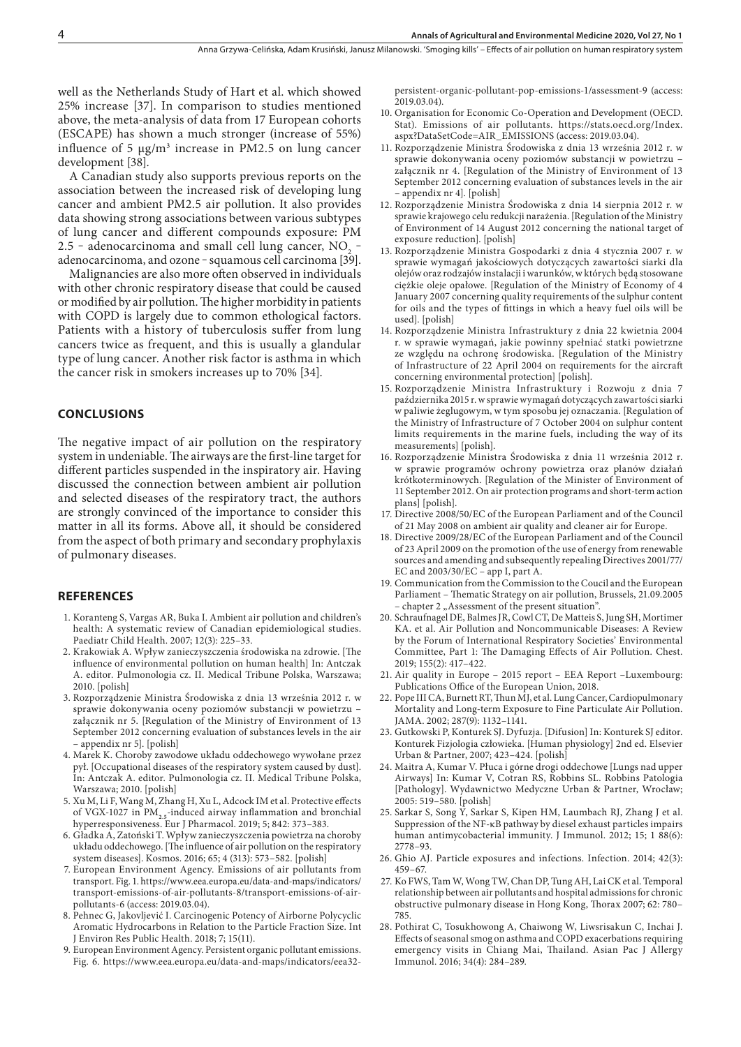well as the Netherlands Study of Hart et al. which showed 25% increase [37]. In comparison to studies mentioned above, the meta-analysis of data from 17 European cohorts (ESCAPE) has shown a much stronger (increase of 55%) influence of 5 μg/m$^3$ increase in PM2.5 on lung cancer development [38].

A Canadian study also supports previous reports on the association between the increased risk of developing lung cancer and ambient PM2.5 air pollution. It also provides data showing strong associations between various subtypes of lung cancer and different compounds exposure: PM 2.5 – adenocarcinoma and small cell lung cancer, $NO_2$ – adenocarcinoma, and ozone – squamous cell carcinoma [39].

Malignancies are also more often observed in individuals with other chronic respiratory disease that could be caused or modified by air pollution. The higher morbidity in patients with COPD is largely due to common ethological factors. Patients with a history of tuberculosis suffer from lung cancers twice as frequent, and this is usually a glandular type of lung cancer. Another risk factor is asthma in which the cancer risk in smokers increases up to 70% [34].

## CONCLUSIONS

The negative impact of air pollution on the respiratory system in undeniable. The airways are the first-line target for different particles suspended in the inspiratory air. Having discussed the connection between ambient air pollution and selected diseases of the respiratory tract, the authors are strongly convinced of the importance to consider this matter in all its forms. Above all, it should be considered from the aspect of both primary and secondary prophylaxis of pulmonary diseases.

## REFERENCES

1. Koranteng S, Vargas AR, Buka I. Ambient air pollution and children's health: A systematic review of Canadian epidemiological studies. Paediatr Child Health. 2007; 12(3): 225–33.
2. Krakowiak A. Wpływ zanieczyszczenia środowiska na zdrowie. [The influence of environmental pollution on human health] In: Antczak A. editor. Pulmonologia cz. II. Medical Tribune Polska, Warszawa; 2010. [polish]
3. Rozporządzenie Ministra Środowiska z dnia 13 września 2012 r. w sprawie dokonywania oceny poziomów substancji w powietrzu – załącznik nr 5. [Regulation of the Ministry of Environment of 13 September 2012 concerning evaluation of substances levels in the air – appendix nr 5]. [polish]
4. Marek K. Choroby zawodowe układu oddechowego wywołane przez pył. [Occupational diseases of the respiratory system caused by dust]. In: Antczak A. editor. Pulmonologia cz. II. Medical Tribune Polska, Warszawa; 2010. [polish]
5. Xu M, Li F, Wang M, Zhang H, Xu L, Adcock IM et al. Protective effects of VGX-1027 in $PM_{2.5}$-induced airway inflammation and bronchial hyperresponsiveness. Eur J Pharmacol. 2019; 5; 842: 373–383.
6. Gładka A, Zatoński T. Wpływ zanieczyszczenia powietrza na choroby układu oddechowego. [The influence of air pollution on the respiratory system diseases]. Kosmos. 2016; 65; 4 (313): 573–582. [polish]
7. European Environment Agency. Emissions of air pollutants from transport. Fig. 1. https://www.eea.europa.eu/data-and-maps/indicators/transport-emissions-of-air-pollutants-8/transport-emissions-of-air-pollutants-6 (access: 2019.03.04).
8. Pehnec G, Jakovljević I. Carcinogenic Potency of Airborne Polycyclic Aromatic Hydrocarbons in Relation to the Particle Fraction Size. Int J Environ Res Public Health. 2018; 7; 15(11).
9. European Environment Agency. Persistent organic pollutant emissions. Fig. 6. https://www.eea.europa.eu/data-and-maps/indicators/eea32-persistent-organic-pollutant-pop-emissions-1/assessment-9 (access: 2019.03.04).
10. Organisation for Economic Co-Operation and Development (OECD. Stat). Emissions of air pollutants. https://stats.oecd.org/Index.aspx?DataSetCode=AIR_EMISSIONS (access: 2019.03.04).
11. Rozporządzenie Ministra Środowiska z dnia 13 września 2012 r. w sprawie dokonywania oceny poziomów substancji w powietrzu – załącznik nr 4. [Regulation of the Ministry of Environment of 13 September 2012 concerning evaluation of substances levels in the air – appendix nr 4]. [polish]
12. Rozporządzenie Ministra Środowiska z dnia 14 sierpnia 2012 r. w sprawie krajowego celu redukcji narażenia. [Regulation of the Ministry of Environment of 14 August 2012 concerning the national target of exposure reduction]. [polish]
13. Rozporządzenie Ministra Gospodarki z dnia 4 stycznia 2007 r. w sprawie wymagań jakościowych dotyczących zawartości siarki dla olejów oraz rodzajów instalacji i warunków, w których będą stosowane ciężkie oleje opałowe. [Regulation of the Ministry of Economy of 4 January 2007 concerning quality requirements of the sulphur content for oils and the types of fittings in which a heavy fuel oils will be used]. [polish]
14. Rozporządzenie Ministra Infrastruktury z dnia 22 kwietnia 2004 r. w sprawie wymagań, jakie powinny spełniać statki powietrzne ze względu na ochronę środowiska. [Regulation of the Ministry of Infrastructure of 22 April 2004 on requirements for the aircraft concerning environmental protection] [polish].
15. Rozporządzenie Ministra Infrastruktury i Rozwoju z dnia 7 października 2015 r. w sprawie wymagań dotyczących zawartości siarki w paliwie żeglugowym, w tym sposobu jej oznaczania. [Regulation of the Ministry of Infrastructure of 7 October 2004 on sulphur content limits requirements in the marine fuels, including the way of its measurements] [polish].
16. Rozporządzenie Ministra Środowiska z dnia 11 września 2012 r. w sprawie programów ochrony powietrza oraz planów działań krótkoterminowych. [Regulation of the Minister of Environment of 11 September 2012. On air protection programs and short-term action plans] [polish].
17. Directive 2008/50/EC of the European Parliament and of the Council of 21 May 2008 on ambient air quality and cleaner air for Europe.
18. Directive 2009/28/EC of the European Parliament and of the Council of 23 April 2009 on the promotion of the use of energy from renewable sources and amending and subsequently repealing Directives 2001/77/EC and 2003/30/EC – app I, part A.
19. Communication from the Commission to the Coucil and the European Parliament – Thematic Strategy on air pollution, Brussels, 21.09.2005 – chapter 2 „Assessment of the present situation".
20. Schraufnagel DE, Balmes JR, Cowl CT, De Matteis S, Jung SH, Mortimer KA. et al. Air Pollution and Noncommunicable Diseases: A Review by the Forum of International Respiratory Societies' Environmental Committee, Part 1: The Damaging Effects of Air Pollution. Chest. 2019; 155(2): 417–422.
21. Air quality in Europe – 2015 report – EEA Report –Luxembourg: Publications Office of the European Union, 2018.
22. Pope III CA, Burnett RT, Thun MJ, et al. Lung Cancer, Cardiopulmonary Mortality and Long-term Exposure to Fine Particulate Air Pollution. JAMA. 2002; 287(9): 1132–1141.
23. Gutkowski P, Konturek SJ. Dyfuzja. [Difusion] In: Konturek SJ editor. Konturek Fizjologia człowieka. [Human physiology] 2nd ed. Elsevier Urban & Partner, 2007; 423–424. [polish]
24. Maitra A, Kumar V. Płuca i górne drogi oddechowe [Lungs nad upper Airways] In: Kumar V, Cotran RS, Robbins SL. Robbins Patologia [Pathology]. Wydawnictwo Medyczne Urban & Partner, Wrocław; 2005: 519–580. [polish]
25. Sarkar S, Song Y, Sarkar S, Kipen HM, Laumbach RJ, Zhang J et al. Suppression of the NF-κB pathway by diesel exhaust particles impairs human antimycobacterial immunity. J Immunol. 2012; 15; 1 88(6): 2778–93.
26. Ghio AJ. Particle exposures and infections. Infection. 2014; 42(3): 459–67.
27. Ko FWS, Tam W, Wong TW, Chan DP, Tung AH, Lai CK et al. Temporal relationship between air pollutants and hospital admissions for chronic obstructive pulmonary disease in Hong Kong, Thorax 2007; 62: 780–785.
28. Pothirat C, Tosukhowong A, Chaiwong W, Liwsrisakun C, Inchai J. Effects of seasonal smog on asthma and COPD exacerbations requiring emergency visits in Chiang Mai, Thailand. Asian Pac J Allergy Immunol. 2016; 34(4): 284–289.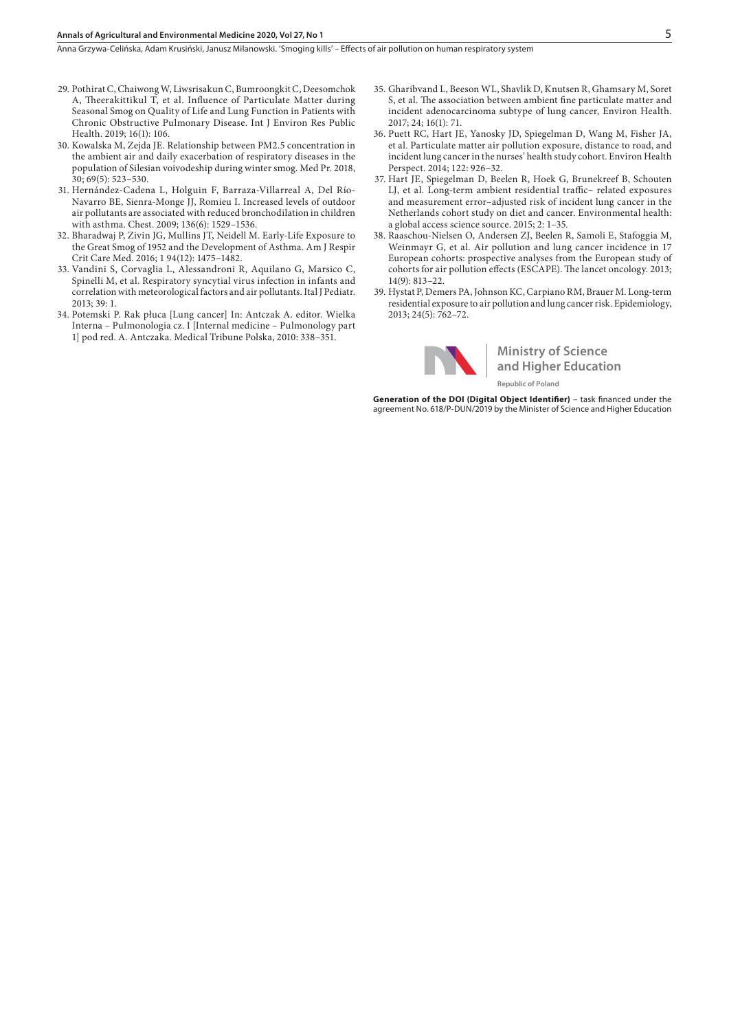29. Pothirat C, Chaiwong W, Liwsrisakun C, Bumroongkit C, Deesomchok A, Theerakittikul T, et al. Influence of Particulate Matter during Seasonal Smog on Quality of Life and Lung Function in Patients with Chronic Obstructive Pulmonary Disease. Int J Environ Res Public Health. 2019; 16(1): 106.
30. Kowalska M, Zejda JE. Relationship between PM2.5 concentration in the ambient air and daily exacerbation of respiratory diseases in the population of Silesian voivodeship during winter smog. Med Pr. 2018, 30; 69(5): 523–530.
31. Hernández-Cadena L, Holguin F, Barraza-Villarreal A, Del Río-Navarro BE, Sienra-Monge JJ, Romieu I. Increased levels of outdoor air pollutants are associated with reduced bronchodilation in children with asthma. Chest. 2009; 136(6): 1529–1536.
32. Bharadwaj P, Zivin JG, Mullins JT, Neidell M. Early-Life Exposure to the Great Smog of 1952 and the Development of Asthma. Am J Respir Crit Care Med. 2016; 1 94(12): 1475–1482.
33. Vandini S, Corvaglia L, Alessandroni R, Aquilano G, Marsico C, Spinelli M, et al. Respiratory syncytial virus infection in infants and correlation with meteorological factors and air pollutants. Ital J Pediatr. 2013; 39: 1.
34. Potemski P. Rak płuca [Lung cancer] In: Antczak A. editor. Wielka Interna – Pulmonologia cz. I [Internal medicine – Pulmonology part 1] pod red. A. Antczaka. Medical Tribune Polska, 2010: 338–351.
35. Gharibvand L, Beeson WL, Shavlik D, Knutsen R, Ghamsary M, Soret S, et al. The association between ambient fine particulate matter and incident adenocarcinoma subtype of lung cancer, Environ Health. 2017; 24; 16(1): 71.
36. Puett RC, Hart JE, Yanosky JD, Spiegelman D, Wang M, Fisher JA, et al. Particulate matter air pollution exposure, distance to road, and incident lung cancer in the nurses' health study cohort. Environ Health Perspect. 2014; 122: 926–32.
37. Hart JE, Spiegelman D, Beelen R, Hoek G, Brunekreef B, Schouten LJ, et al. Long-term ambient residential traffic– related exposures and measurement error–adjusted risk of incident lung cancer in the Netherlands cohort study on diet and cancer. Environmental health: a global access science source. 2015; 2: 1–35.
38. Raaschou-Nielsen O, Andersen ZJ, Beelen R, Samoli E, Stafoggia M, Weinmayr G, et al. Air pollution and lung cancer incidence in 17 European cohorts: prospective analyses from the European study of cohorts for air pollution effects (ESCAPE). The lancet oncology. 2013; 14(9): 813–22.
39. Hystat P, Demers PA, Johnson KC, Carpiano RM, Brauer M. Long-term residential exposure to air pollution and lung cancer risk. Epidemiology, 2013; 24(5): 762–72.

Ministry of Science and Higher Education

Republic of Poland

**Generation of the DOI (Digital Object Identifier)** – task financed under the agreement No. 618/P-DUN/2019 by the Minister of Science and Higher Education